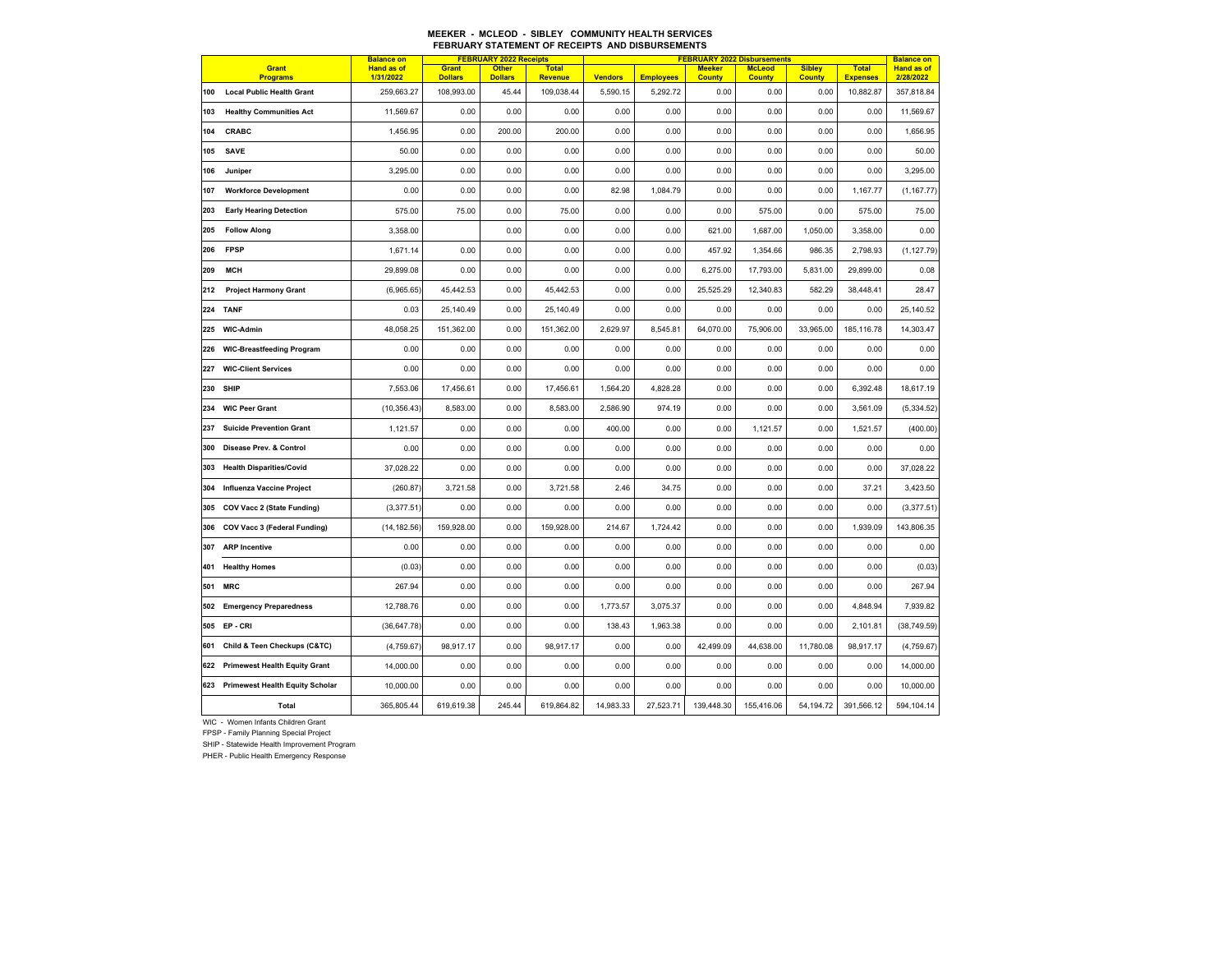# MEEKER - MCLEOD - SIBLEY COMMUNITY HEALTH SERVICES

## FEBRUARY STATEMENT OF RECEIPTS AND DISBURSEMENTS

| | Grant Programs | Balance on Hand as of 1/31/2022 | FEBRUARY 2022 Receipts | | | FEBRUARY 2022 Disbursements | | | | | | Balance on Hand as of 2/28/2022 |
|---|---|---|---|---|---|---|---|---|---|---|---|---|
| | | | Grant Dollars | Other Dollars | Total Revenue | Vendors | Employees | Meeker County | McLeod County | Sibley County | Total Expenses | |
| 100 | Local Public Health Grant | 259,663.27 | 108,993.00 | 45.44 | 109,038.44 | 5,590.15 | 5,292.72 | 0.00 | 0.00 | 0.00 | 10,882.87 | 357,818.84 |
| 103 | Healthy Communities Act | 11,569.67 | 0.00 | 0.00 | 0.00 | 0.00 | 0.00 | 0.00 | 0.00 | 0.00 | 0.00 | 11,569.67 |
| 104 | CRABC | 1,456.95 | 0.00 | 200.00 | 200.00 | 0.00 | 0.00 | 0.00 | 0.00 | 0.00 | 0.00 | 1,656.95 |
| 105 | SAVE | 50.00 | 0.00 | 0.00 | 0.00 | 0.00 | 0.00 | 0.00 | 0.00 | 0.00 | 0.00 | 50.00 |
| 106 | Juniper | 3,295.00 | 0.00 | 0.00 | 0.00 | 0.00 | 0.00 | 0.00 | 0.00 | 0.00 | 0.00 | 3,295.00 |
| 107 | Workforce Development | 0.00 | 0.00 | 0.00 | 0.00 | 82.98 | 1,084.79 | 0.00 | 0.00 | 0.00 | 1,167.77 | (1,167.77) |
| 203 | Early Hearing Detection | 575.00 | 75.00 | 0.00 | 75.00 | 0.00 | 0.00 | 0.00 | 575.00 | 0.00 | 575.00 | 75.00 |
| 205 | Follow Along | 3,358.00 | | 0.00 | 0.00 | 0.00 | 0.00 | 621.00 | 1,687.00 | 1,050.00 | 3,358.00 | 0.00 |
| 206 | FPSP | 1,671.14 | 0.00 | 0.00 | 0.00 | 0.00 | 0.00 | 457.92 | 1,354.66 | 986.35 | 2,798.93 | (1,127.79) |
| 209 | MCH | 29,899.08 | 0.00 | 0.00 | 0.00 | 0.00 | 0.00 | 6,275.00 | 17,793.00 | 5,831.00 | 29,899.00 | 0.08 |
| 212 | Project Harmony Grant | (6,965.65) | 45,442.53 | 0.00 | 45,442.53 | 0.00 | 0.00 | 25,525.29 | 12,340.83 | 582.29 | 38,448.41 | 28.47 |
| 224 | TANF | 0.03 | 25,140.49 | 0.00 | 25,140.49 | 0.00 | 0.00 | 0.00 | 0.00 | 0.00 | 0.00 | 25,140.52 |
| 225 | WIC-Admin | 48,058.25 | 151,362.00 | 0.00 | 151,362.00 | 2,629.97 | 8,545.81 | 64,070.00 | 75,906.00 | 33,965.00 | 185,116.78 | 14,303.47 |
| 226 | WIC-Breastfeeding Program | 0.00 | 0.00 | 0.00 | 0.00 | 0.00 | 0.00 | 0.00 | 0.00 | 0.00 | 0.00 | 0.00 |
| 227 | WIC-Client Services | 0.00 | 0.00 | 0.00 | 0.00 | 0.00 | 0.00 | 0.00 | 0.00 | 0.00 | 0.00 | 0.00 |
| 230 | SHIP | 7,553.06 | 17,456.61 | 0.00 | 17,456.61 | 1,564.20 | 4,828.28 | 0.00 | 0.00 | 0.00 | 6,392.48 | 18,617.19 |
| 234 | WIC Peer Grant | (10,356.43) | 8,583.00 | 0.00 | 8,583.00 | 2,586.90 | 974.19 | 0.00 | 0.00 | 0.00 | 3,561.09 | (5,334.52) |
| 237 | Suicide Prevention Grant | 1,121.57 | 0.00 | 0.00 | 0.00 | 400.00 | 0.00 | 0.00 | 1,121.57 | 0.00 | 1,521.57 | (400.00) |
| 300 | Disease Prev. & Control | 0.00 | 0.00 | 0.00 | 0.00 | 0.00 | 0.00 | 0.00 | 0.00 | 0.00 | 0.00 | 0.00 |
| 303 | Health Disparities/Covid | 37,028.22 | 0.00 | 0.00 | 0.00 | 0.00 | 0.00 | 0.00 | 0.00 | 0.00 | 0.00 | 37,028.22 |
| 304 | Influenza Vaccine Project | (260.87) | 3,721.58 | 0.00 | 3,721.58 | 2.46 | 34.75 | 0.00 | 0.00 | 0.00 | 37.21 | 3,423.50 |
| 305 | COV Vacc 2 (State Funding) | (3,377.51) | 0.00 | 0.00 | 0.00 | 0.00 | 0.00 | 0.00 | 0.00 | 0.00 | 0.00 | (3,377.51) |
| 306 | COV Vacc 3 (Federal Funding) | (14,182.56) | 159,928.00 | 0.00 | 159,928.00 | 214.67 | 1,724.42 | 0.00 | 0.00 | 0.00 | 1,939.09 | 143,806.35 |
| 307 | ARP Incentive | 0.00 | 0.00 | 0.00 | 0.00 | 0.00 | 0.00 | 0.00 | 0.00 | 0.00 | 0.00 | 0.00 |
| 401 | Healthy Homes | (0.03) | 0.00 | 0.00 | 0.00 | 0.00 | 0.00 | 0.00 | 0.00 | 0.00 | 0.00 | (0.03) |
| 501 | MRC | 267.94 | 0.00 | 0.00 | 0.00 | 0.00 | 0.00 | 0.00 | 0.00 | 0.00 | 0.00 | 267.94 |
| 502 | Emergency Preparedness | 12,788.76 | 0.00 | 0.00 | 0.00 | 1,773.57 | 3,075.37 | 0.00 | 0.00 | 0.00 | 4,848.94 | 7,939.82 |
| 505 | EP - CRI | (36,647.78) | 0.00 | 0.00 | 0.00 | 138.43 | 1,963.38 | 0.00 | 0.00 | 0.00 | 2,101.81 | (38,749.59) |
| 601 | Child & Teen Checkups (C&TC) | (4,759.67) | 98,917.17 | 0.00 | 98,917.17 | 0.00 | 0.00 | 42,499.09 | 44,638.00 | 11,780.08 | 98,917.17 | (4,759.67) |
| 622 | Primewest Health Equity Grant | 14,000.00 | 0.00 | 0.00 | 0.00 | 0.00 | 0.00 | 0.00 | 0.00 | 0.00 | 0.00 | 14,000.00 |
| 623 | Primewest Health Equity Scholar | 10,000.00 | 0.00 | 0.00 | 0.00 | 0.00 | 0.00 | 0.00 | 0.00 | 0.00 | 0.00 | 10,000.00 |
| | Total | 365,805.44 | 619,619.38 | 245.44 | 619,864.82 | 14,983.33 | 27,523.71 | 139,448.30 | 155,416.06 | 54,194.72 | 391,566.12 | 594,104.14 |

WIC - Women Infants Children Grant

FPSP - Family Planning Special Project

SHIP - Statewide Health Improvement Program

PHER - Public Health Emergency Response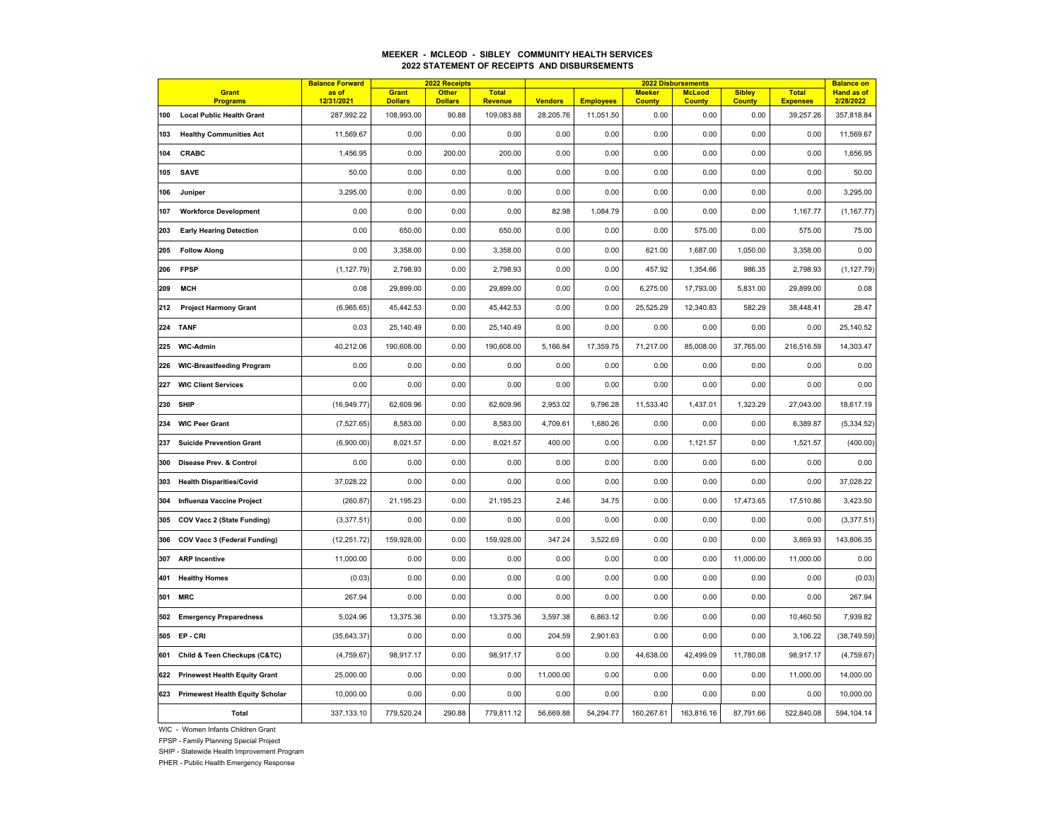# MEEKER - MCLEOD - SIBLEY COMMUNITY HEALTH SERVICES
## 2022 STATEMENT OF RECEIPTS AND DISBURSEMENTS

| Grant Programs | Balance Forward as of 12/31/2021 | 2022 Receipts | | | 2022 Disbursements | | | | | | Balance on Hand as of 2/28/2022 |
|---|---|---|---|---|---|---|---|---|---|---|---|
| | | Grant Dollars | Other Dollars | Total Revenue | Vendors | Employees | Meeker County | McLeod County | Sibley County | Total Expenses | |
| 100 Local Public Health Grant | 287,992.22 | 108,993.00 | 90.88 | 109,083.88 | 28,205.76 | 11,051.50 | 0.00 | 0.00 | 0.00 | 39,257.26 | 357,818.84 |
| 103 Healthy Communities Act | 11,569.67 | 0.00 | 0.00 | 0.00 | 0.00 | 0.00 | 0.00 | 0.00 | 0.00 | 0.00 | 11,569.67 |
| 104 CRABC | 1,456.95 | 0.00 | 200.00 | 200.00 | 0.00 | 0.00 | 0.00 | 0.00 | 0.00 | 0.00 | 1,656.95 |
| 105 SAVE | 50.00 | 0.00 | 0.00 | 0.00 | 0.00 | 0.00 | 0.00 | 0.00 | 0.00 | 0.00 | 50.00 |
| 106 Juniper | 3,295.00 | 0.00 | 0.00 | 0.00 | 0.00 | 0.00 | 0.00 | 0.00 | 0.00 | 0.00 | 3,295.00 |
| 107 Workforce Development | 0.00 | 0.00 | 0.00 | 0.00 | 82.98 | 1,084.79 | 0.00 | 0.00 | 0.00 | 1,167.77 | (1,167.77) |
| 203 Early Hearing Detection | 0.00 | 650.00 | 0.00 | 650.00 | 0.00 | 0.00 | 0.00 | 575.00 | 0.00 | 575.00 | 75.00 |
| 205 Follow Along | 0.00 | 3,358.00 | 0.00 | 3,358.00 | 0.00 | 0.00 | 621.00 | 1,687.00 | 1,050.00 | 3,358.00 | 0.00 |
| 206 FPSP | (1,127.79) | 2,798.93 | 0.00 | 2,798.93 | 0.00 | 0.00 | 457.92 | 1,354.66 | 986.35 | 2,798.93 | (1,127.79) |
| 209 MCH | 0.08 | 29,899.00 | 0.00 | 29,899.00 | 0.00 | 0.00 | 6,275.00 | 17,793.00 | 5,831.00 | 29,899.00 | 0.08 |
| 212 Project Harmony Grant | (6,965.65) | 45,442.53 | 0.00 | 45,442.53 | 0.00 | 0.00 | 25,525.29 | 12,340.83 | 582.29 | 38,448.41 | 28.47 |
| 224 TANF | 0.03 | 25,140.49 | 0.00 | 25,140.49 | 0.00 | 0.00 | 0.00 | 0.00 | 0.00 | 0.00 | 25,140.52 |
| 225 WIC-Admin | 40,212.06 | 190,608.00 | 0.00 | 190,608.00 | 5,166.84 | 17,359.75 | 71,217.00 | 85,008.00 | 37,765.00 | 216,516.59 | 14,303.47 |
| 226 WIC-Breastfeeding Program | 0.00 | 0.00 | 0.00 | 0.00 | 0.00 | 0.00 | 0.00 | 0.00 | 0.00 | 0.00 | 0.00 |
| 227 WIC Client Services | 0.00 | 0.00 | 0.00 | 0.00 | 0.00 | 0.00 | 0.00 | 0.00 | 0.00 | 0.00 | 0.00 |
| 230 SHIP | (16,949.77) | 62,609.96 | 0.00 | 62,609.96 | 2,953.02 | 9,796.28 | 11,533.40 | 1,437.01 | 1,323.29 | 27,043.00 | 18,617.19 |
| 234 WIC Peer Grant | (7,527.65) | 8,583.00 | 0.00 | 8,583.00 | 4,709.61 | 1,680.26 | 0.00 | 0.00 | 0.00 | 6,389.87 | (5,334.52) |
| 237 Suicide Prevention Grant | (6,900.00) | 8,021.57 | 0.00 | 8,021.57 | 400.00 | 0.00 | 0.00 | 1,121.57 | 0.00 | 1,521.57 | (400.00) |
| 300 Disease Prev. & Control | 0.00 | 0.00 | 0.00 | 0.00 | 0.00 | 0.00 | 0.00 | 0.00 | 0.00 | 0.00 | 0.00 |
| 303 Health Disparities/Covid | 37,028.22 | 0.00 | 0.00 | 0.00 | 0.00 | 0.00 | 0.00 | 0.00 | 0.00 | 0.00 | 37,028.22 |
| 304 Influenza Vaccine Project | (260.87) | 21,195.23 | 0.00 | 21,195.23 | 2.46 | 34.75 | 0.00 | 0.00 | 17,473.65 | 17,510.86 | 3,423.50 |
| 305 COV Vacc 2 (State Funding) | (3,377.51) | 0.00 | 0.00 | 0.00 | 0.00 | 0.00 | 0.00 | 0.00 | 0.00 | 0.00 | (3,377.51) |
| 306 COV Vacc 3 (Federal Funding) | (12,251.72) | 159,928.00 | 0.00 | 159,928.00 | 347.24 | 3,522.69 | 0.00 | 0.00 | 0.00 | 3,869.93 | 143,806.35 |
| 307 ARP Incentive | 11,000.00 | 0.00 | 0.00 | 0.00 | 0.00 | 0.00 | 0.00 | 0.00 | 11,000.00 | 11,000.00 | 0.00 |
| 401 Healthy Homes | (0.03) | 0.00 | 0.00 | 0.00 | 0.00 | 0.00 | 0.00 | 0.00 | 0.00 | 0.00 | (0.03) |
| 501 MRC | 267.94 | 0.00 | 0.00 | 0.00 | 0.00 | 0.00 | 0.00 | 0.00 | 0.00 | 0.00 | 267.94 |
| 502 Emergency Preparedness | 5,024.96 | 13,375.36 | 0.00 | 13,375.36 | 3,597.38 | 6,863.12 | 0.00 | 0.00 | 0.00 | 10,460.50 | 7,939.82 |
| 505 EP - CRI | (35,643.37) | 0.00 | 0.00 | 0.00 | 204.59 | 2,901.63 | 0.00 | 0.00 | 0.00 | 3,106.22 | (38,749.59) |
| 601 Child & Teen Checkups (C&TC) | (4,759.67) | 98,917.17 | 0.00 | 98,917.17 | 0.00 | 0.00 | 44,638.00 | 42,499.09 | 11,780.08 | 98,917.17 | (4,759.67) |
| 622 Prinewest Health Equity Grant | 25,000.00 | 0.00 | 0.00 | 0.00 | 11,000.00 | 0.00 | 0.00 | 0.00 | 0.00 | 11,000.00 | 14,000.00 |
| 623 Primewest Health Equity Scholar | 10,000.00 | 0.00 | 0.00 | 0.00 | 0.00 | 0.00 | 0.00 | 0.00 | 0.00 | 0.00 | 10,000.00 |
| Total | 337,133.10 | 779,520.24 | 290.88 | 779,811.12 | 56,669.88 | 54,294.77 | 160,267.61 | 163,816.16 | 87,791.66 | 522,840.08 | 594,104.14 |

WIC - Women Infants Children Grant

FPSP - Family Planning Special Project

SHIP - Statewide Health Improvement Program

PHER - Public Health Emergency Response